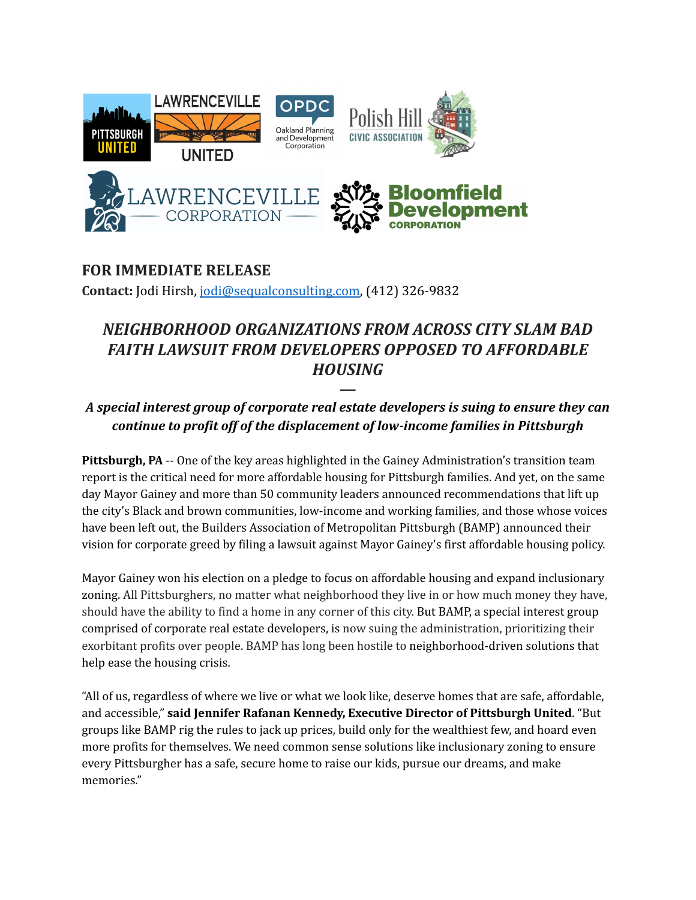**FOR IMMEDIATE RELEASE**

**Contact:** Jodi Hirsh, jodi@sequalconsulting.com, (412) 326-9832

## *NEIGHBORHOOD ORGANIZATIONS FROM ACROSS CITY SLAM BAD FAITH LAWSUIT FROM DEVELOPERS OPPOSED TO AFFORDABLE HOUSING*

—

***A special interest group of corporate real estate developers is suing to ensure they can continue to profit off of the displacement of low-income families in Pittsburgh***

**Pittsburgh, PA** -- One of the key areas highlighted in the Gainey Administration's transition team report is the critical need for more affordable housing for Pittsburgh families. And yet, on the same day Mayor Gainey and more than 50 community leaders announced recommendations that lift up the city's Black and brown communities, low-income and working families, and those whose voices have been left out, the Builders Association of Metropolitan Pittsburgh (BAMP) announced their vision for corporate greed by filing a lawsuit against Mayor Gainey's first affordable housing policy.

Mayor Gainey won his election on a pledge to focus on affordable housing and expand inclusionary zoning. All Pittsburghers, no matter what neighborhood they live in or how much money they have, should have the ability to find a home in any corner of this city. But BAMP, a special interest group comprised of corporate real estate developers, is now suing the administration, prioritizing their exorbitant profits over people. BAMP has long been hostile to neighborhood-driven solutions that help ease the housing crisis.

"All of us, regardless of where we live or what we look like, deserve homes that are safe, affordable, and accessible," **said Jennifer Rafanan Kennedy, Executive Director of Pittsburgh United**. "But groups like BAMP rig the rules to jack up prices, build only for the wealthiest few, and hoard even more profits for themselves. We need common sense solutions like inclusionary zoning to ensure every Pittsburgher has a safe, secure home to raise our kids, pursue our dreams, and make memories."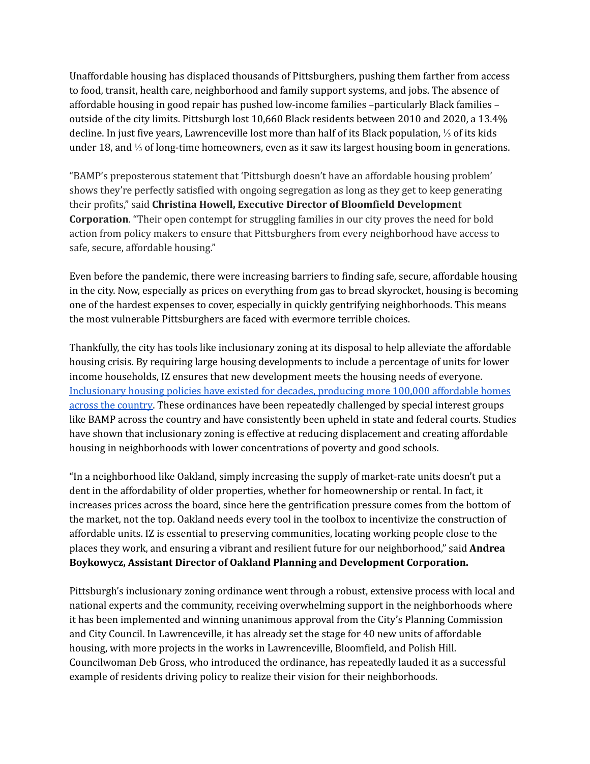Unaffordable housing has displaced thousands of Pittsburghers, pushing them farther from access to food, transit, health care, neighborhood and family support systems, and jobs. The absence of affordable housing in good repair has pushed low-income families –particularly Black families – outside of the city limits. Pittsburgh lost 10,660 Black residents between 2010 and 2020, a 13.4% decline. In just five years, Lawrenceville lost more than half of its Black population, ⅓ of its kids under 18, and ⅓ of long-time homeowners, even as it saw its largest housing boom in generations.

"BAMP's preposterous statement that 'Pittsburgh doesn't have an affordable housing problem' shows they're perfectly satisfied with ongoing segregation as long as they get to keep generating their profits," said **Christina Howell, Executive Director of Bloomfield Development Corporation**. "Their open contempt for struggling families in our city proves the need for bold action from policy makers to ensure that Pittsburghers from every neighborhood have access to safe, secure, affordable housing."

Even before the pandemic, there were increasing barriers to finding safe, secure, affordable housing in the city. Now, especially as prices on everything from gas to bread skyrocket, housing is becoming one of the hardest expenses to cover, especially in quickly gentrifying neighborhoods. This means the most vulnerable Pittsburghers are faced with evermore terrible choices.

Thankfully, the city has tools like inclusionary zoning at its disposal to help alleviate the affordable housing crisis. By requiring large housing developments to include a percentage of units for lower income households, IZ ensures that new development meets the housing needs of everyone. [Inclusionary housing policies have existed for decades, producing more 100,000 affordable homes across the country](). These ordinances have been repeatedly challenged by special interest groups like BAMP across the country and have consistently been upheld in state and federal courts. Studies have shown that inclusionary zoning is effective at reducing displacement and creating affordable housing in neighborhoods with lower concentrations of poverty and good schools.

"In a neighborhood like Oakland, simply increasing the supply of market-rate units doesn't put a dent in the affordability of older properties, whether for homeownership or rental. In fact, it increases prices across the board, since here the gentrification pressure comes from the bottom of the market, not the top. Oakland needs every tool in the toolbox to incentivize the construction of affordable units. IZ is essential to preserving communities, locating working people close to the places they work, and ensuring a vibrant and resilient future for our neighborhood," said **Andrea Boykowycz, Assistant Director of Oakland Planning and Development Corporation.**

Pittsburgh's inclusionary zoning ordinance went through a robust, extensive process with local and national experts and the community, receiving overwhelming support in the neighborhoods where it has been implemented and winning unanimous approval from the City's Planning Commission and City Council. In Lawrenceville, it has already set the stage for 40 new units of affordable housing, with more projects in the works in Lawrenceville, Bloomfield, and Polish Hill. Councilwoman Deb Gross, who introduced the ordinance, has repeatedly lauded it as a successful example of residents driving policy to realize their vision for their neighborhoods.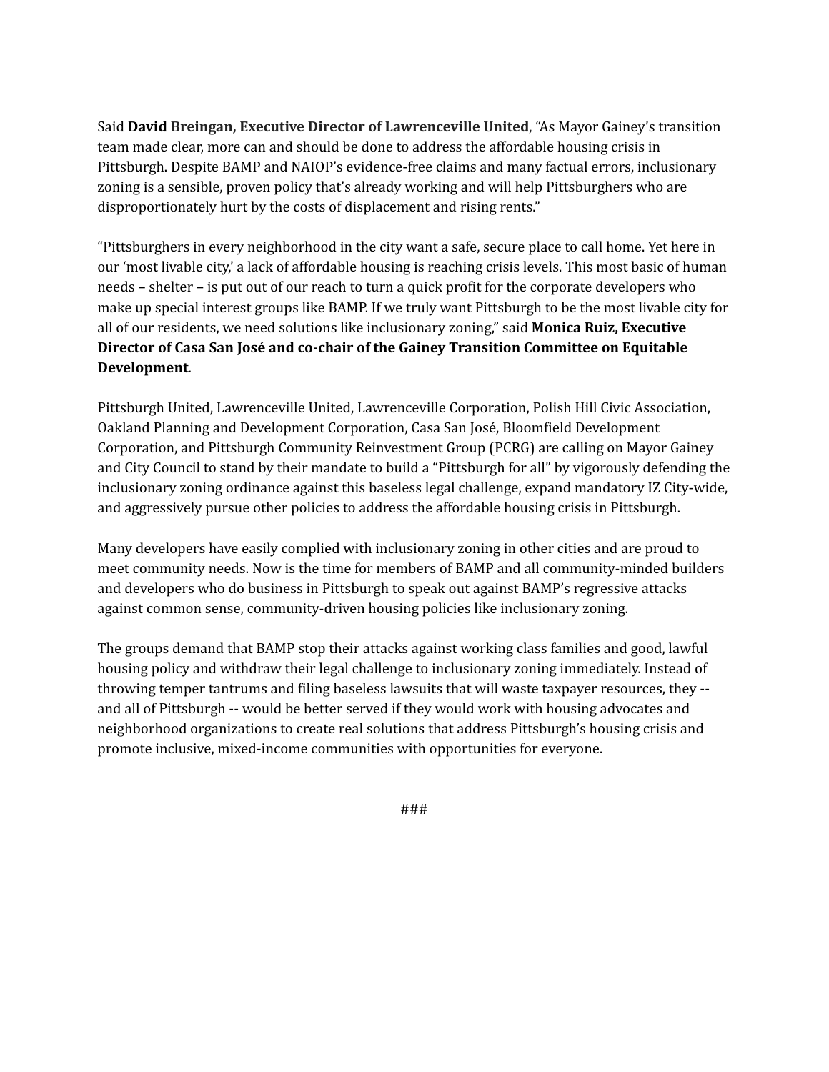Said **David Breingan, Executive Director of Lawrenceville United**, “As Mayor Gainey’s transition team made clear, more can and should be done to address the affordable housing crisis in Pittsburgh. Despite BAMP and NAIOP’s evidence-free claims and many factual errors, inclusionary zoning is a sensible, proven policy that’s already working and will help Pittsburghers who are disproportionately hurt by the costs of displacement and rising rents.”

“Pittsburghers in every neighborhood in the city want a safe, secure place to call home. Yet here in our ‘most livable city,’ a lack of affordable housing is reaching crisis levels. This most basic of human needs – shelter – is put out of our reach to turn a quick profit for the corporate developers who make up special interest groups like BAMP. If we truly want Pittsburgh to be the most livable city for all of our residents, we need solutions like inclusionary zoning,” said **Monica Ruiz, Executive Director of Casa San José and co-chair of the Gainey Transition Committee on Equitable Development**.

Pittsburgh United, Lawrenceville United, Lawrenceville Corporation, Polish Hill Civic Association, Oakland Planning and Development Corporation, Casa San José, Bloomfield Development Corporation, and Pittsburgh Community Reinvestment Group (PCRG) are calling on Mayor Gainey and City Council to stand by their mandate to build a “Pittsburgh for all” by vigorously defending the inclusionary zoning ordinance against this baseless legal challenge, expand mandatory IZ City-wide, and aggressively pursue other policies to address the affordable housing crisis in Pittsburgh.

Many developers have easily complied with inclusionary zoning in other cities and are proud to meet community needs. Now is the time for members of BAMP and all community-minded builders and developers who do business in Pittsburgh to speak out against BAMP’s regressive attacks against common sense, community-driven housing policies like inclusionary zoning.

The groups demand that BAMP stop their attacks against working class families and good, lawful housing policy and withdraw their legal challenge to inclusionary zoning immediately. Instead of throwing temper tantrums and filing baseless lawsuits that will waste taxpayer resources, they -- and all of Pittsburgh -- would be better served if they would work with housing advocates and neighborhood organizations to create real solutions that address Pittsburgh’s housing crisis and promote inclusive, mixed-income communities with opportunities for everyone.

###